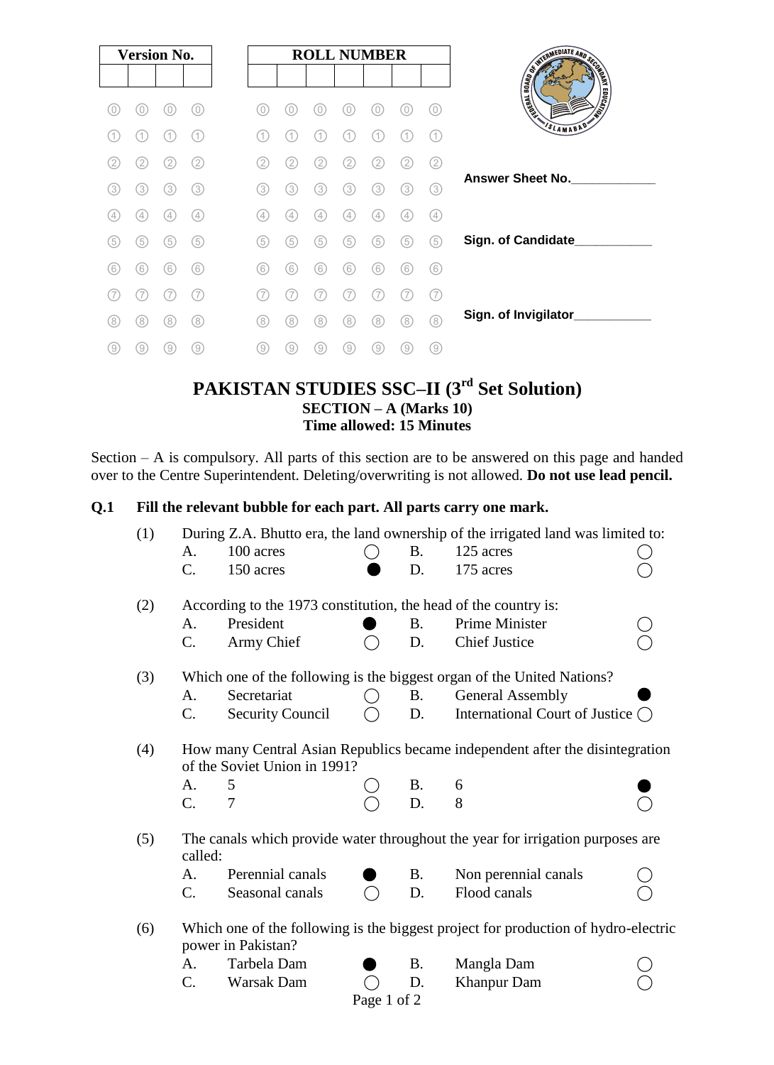| Version No. | | | |
|---|---|---|---|
| | | | |

| ROLL NUMBER | | | | | | |
|---|---|---|---|---|---|---|
| | | | | | | |

Answer Sheet No.____________

Sign. of Candidate___________

Sign. of Invigilator___________

# PAKISTAN STUDIES SSC–II (3rd Set Solution)

## SECTION – A (Marks 10)

**Time allowed: 15 Minutes**

Section – A is compulsory. All parts of this section are to be answered on this page and handed over to the Centre Superintendent. Deleting/overwriting is not allowed. **Do not use lead pencil.**

**Q.1 Fill the relevant bubble for each part. All parts carry one mark.**

(1) During Z.A. Bhutto era, the land ownership of the irrigated land was limited to:

- A. 100 acres ○
- B. 125 acres ○
- C. 150 acres ●
- D. 175 acres ○

(2) According to the 1973 constitution, the head of the country is:

- A. President ●
- B. Prime Minister ○
- C. Army Chief ○
- D. Chief Justice ○

(3) Which one of the following is the biggest organ of the United Nations?

- A. Secretariat ○
- B. General Assembly ●
- C. Security Council ○
- D. International Court of Justice ○

(4) How many Central Asian Republics became independent after the disintegration of the Soviet Union in 1991?

- A. 5 ○
- B. 6 ●
- C. 7 ○
- D. 8 ○

(5) The canals which provide water throughout the year for irrigation purposes are called:

- A. Perennial canals ●
- B. Non perennial canals ○
- C. Seasonal canals ○
- D. Flood canals ○

(6) Which one of the following is the biggest project for production of hydro-electric power in Pakistan?

- A. Tarbela Dam ●
- B. Mangla Dam ○
- C. Warsak Dam ○
- D. Khanpur Dam ○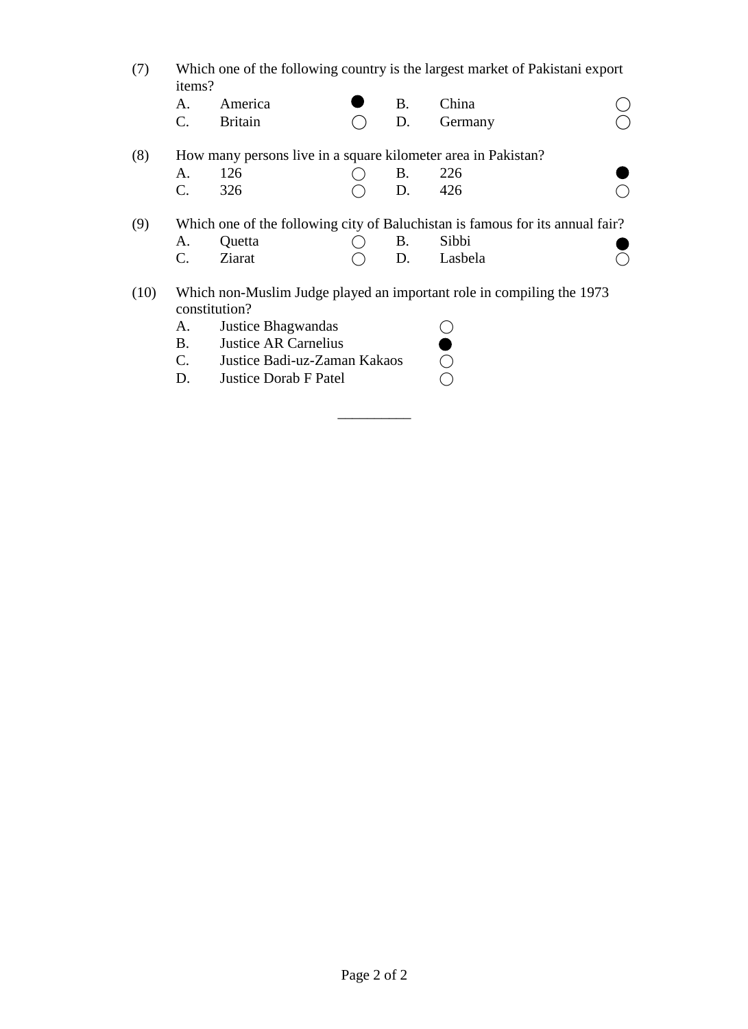(7) Which one of the following country is the largest market of Pakistani export items?

| | | | | | |
|---|---|---|---|---|---|
| A. | America | ● | B. | China | ○ |
| C. | Britain | ○ | D. | Germany | ○ |

(8) How many persons live in a square kilometer area in Pakistan?

| | | | | | |
|---|---|---|---|---|---|
| A. | 126 | ○ | B. | 226 | ● |
| C. | 326 | ○ | D. | 426 | ○ |

(9) Which one of the following city of Baluchistan is famous for its annual fair?

| | | | | | |
|---|---|---|---|---|---|
| A. | Quetta | ○ | B. | Sibbi | ● |
| C. | Ziarat | ○ | D. | Lasbela | ○ |

(10) Which non-Muslim Judge played an important role in compiling the 1973 constitution?

| | | |
|---|---|---|
| A. | Justice Bhagwandas | ○ |
| B. | Justice AR Carnelius | ● |
| C. | Justice Badi-uz-Zaman Kakaos | ○ |
| D. | Justice Dorab F Patel | ○ |

__________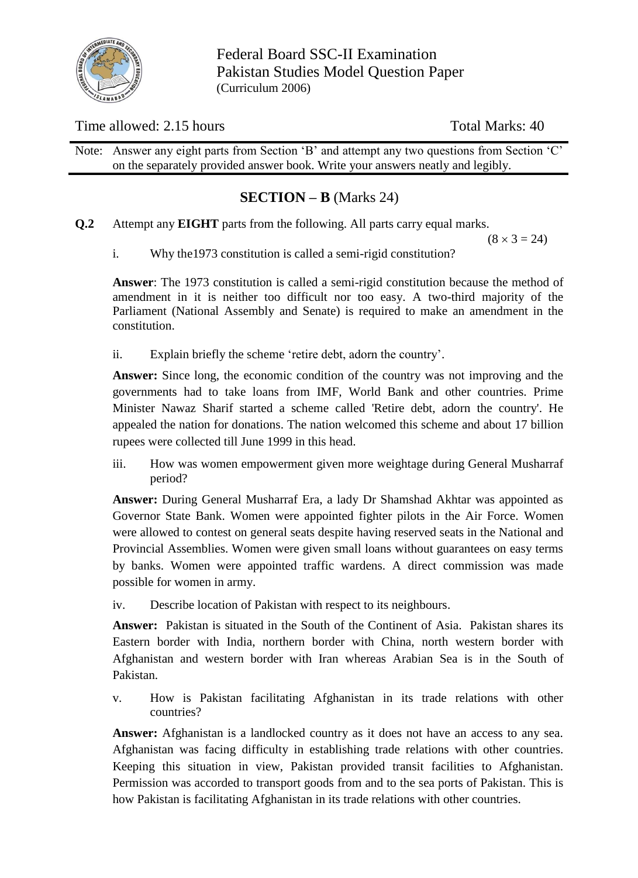Federal Board SSC-II Examination
Pakistan Studies Model Question Paper
(Curriculum 2006)

Time allowed: 2.15 hours | Total Marks: 40

Note: Answer any eight parts from Section 'B' and attempt any two questions from Section 'C' on the separately provided answer book. Write your answers neatly and legibly.

## SECTION – B (Marks 24)

**Q.2** Attempt any **EIGHT** parts from the following. All parts carry equal marks. $(8 \times 3 = 24)$

i. Why the1973 constitution is called a semi-rigid constitution?

**Answer**: The 1973 constitution is called a semi-rigid constitution because the method of amendment in it is neither too difficult nor too easy. A two-third majority of the Parliament (National Assembly and Senate) is required to make an amendment in the constitution.

ii. Explain briefly the scheme 'retire debt, adorn the country'.

**Answer:** Since long, the economic condition of the country was not improving and the governments had to take loans from IMF, World Bank and other countries. Prime Minister Nawaz Sharif started a scheme called 'Retire debt, adorn the country'. He appealed the nation for donations. The nation welcomed this scheme and about 17 billion rupees were collected till June 1999 in this head.

iii. How was women empowerment given more weightage during General Musharraf period?

**Answer:** During General Musharraf Era, a lady Dr Shamshad Akhtar was appointed as Governor State Bank. Women were appointed fighter pilots in the Air Force. Women were allowed to contest on general seats despite having reserved seats in the National and Provincial Assemblies. Women were given small loans without guarantees on easy terms by banks. Women were appointed traffic wardens. A direct commission was made possible for women in army.

iv. Describe location of Pakistan with respect to its neighbours.

**Answer:** Pakistan is situated in the South of the Continent of Asia. Pakistan shares its Eastern border with India, northern border with China, north western border with Afghanistan and western border with Iran whereas Arabian Sea is in the South of Pakistan.

v. How is Pakistan facilitating Afghanistan in its trade relations with other countries?

**Answer:** Afghanistan is a landlocked country as it does not have an access to any sea. Afghanistan was facing difficulty in establishing trade relations with other countries. Keeping this situation in view, Pakistan provided transit facilities to Afghanistan. Permission was accorded to transport goods from and to the sea ports of Pakistan. This is how Pakistan is facilitating Afghanistan in its trade relations with other countries.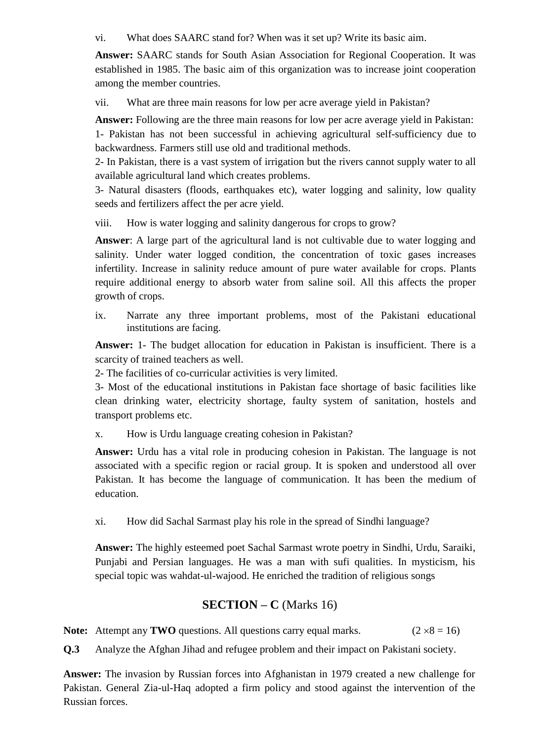vi. What does SAARC stand for? When was it set up? Write its basic aim.

**Answer:** SAARC stands for South Asian Association for Regional Cooperation. It was established in 1985. The basic aim of this organization was to increase joint cooperation among the member countries.

vii. What are three main reasons for low per acre average yield in Pakistan?

**Answer:** Following are the three main reasons for low per acre average yield in Pakistan:
1- Pakistan has not been successful in achieving agricultural self-sufficiency due to backwardness. Farmers still use old and traditional methods.
2- In Pakistan, there is a vast system of irrigation but the rivers cannot supply water to all available agricultural land which creates problems.
3- Natural disasters (floods, earthquakes etc), water logging and salinity, low quality seeds and fertilizers affect the per acre yield.

viii. How is water logging and salinity dangerous for crops to grow?

**Answer**: A large part of the agricultural land is not cultivable due to water logging and salinity. Under water logged condition, the concentration of toxic gases increases infertility. Increase in salinity reduce amount of pure water available for crops. Plants require additional energy to absorb water from saline soil. All this affects the proper growth of crops.

ix. Narrate any three important problems, most of the Pakistani educational institutions are facing.

**Answer:** 1- The budget allocation for education in Pakistan is insufficient. There is a scarcity of trained teachers as well.
2- The facilities of co-curricular activities is very limited.
3- Most of the educational institutions in Pakistan face shortage of basic facilities like clean drinking water, electricity shortage, faulty system of sanitation, hostels and transport problems etc.

x. How is Urdu language creating cohesion in Pakistan?

**Answer:** Urdu has a vital role in producing cohesion in Pakistan. The language is not associated with a specific region or racial group. It is spoken and understood all over Pakistan. It has become the language of communication. It has been the medium of education.

xi. How did Sachal Sarmast play his role in the spread of Sindhi language?

**Answer:** The highly esteemed poet Sachal Sarmast wrote poetry in Sindhi, Urdu, Saraiki, Punjabi and Persian languages. He was a man with sufi qualities. In mysticism, his special topic was wahdat-ul-wajood. He enriched the tradition of religious songs

## SECTION – C (Marks 16)

**Note:** Attempt any **TWO** questions. All questions carry equal marks. $(2 \times 8 = 16)$

**Q.3** Analyze the Afghan Jihad and refugee problem and their impact on Pakistani society.

**Answer:** The invasion by Russian forces into Afghanistan in 1979 created a new challenge for Pakistan. General Zia-ul-Haq adopted a firm policy and stood against the intervention of the Russian forces.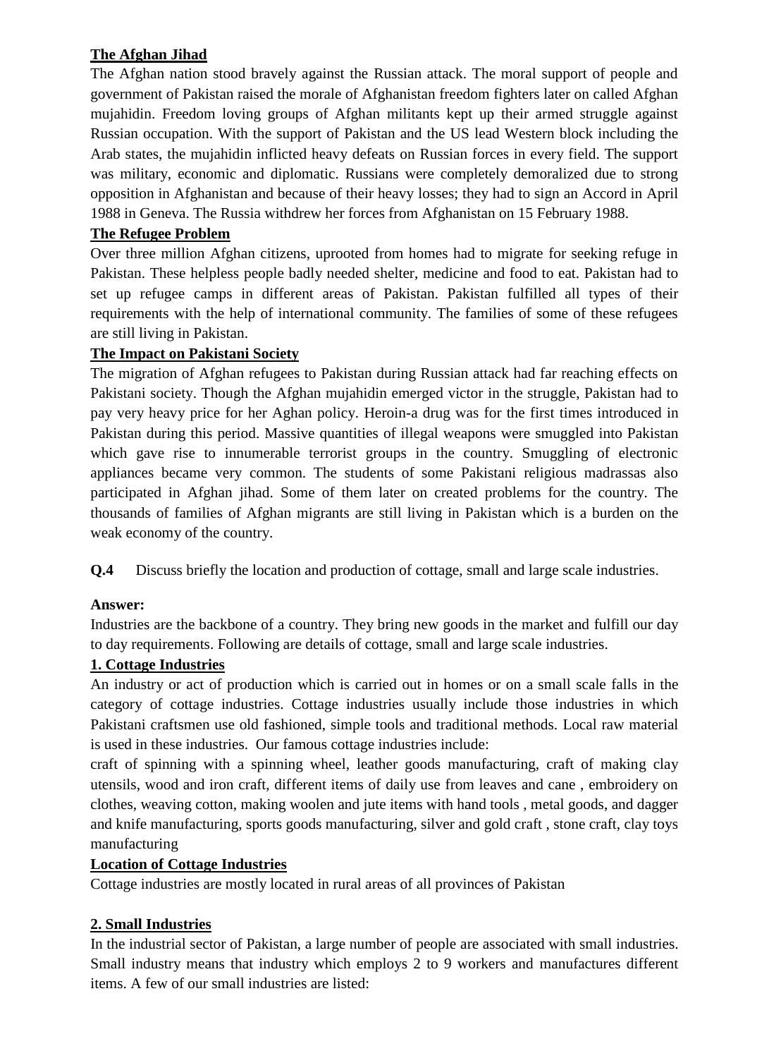**The Afghan Jihad**

The Afghan nation stood bravely against the Russian attack. The moral support of people and government of Pakistan raised the morale of Afghanistan freedom fighters later on called Afghan mujahidin. Freedom loving groups of Afghan militants kept up their armed struggle against Russian occupation. With the support of Pakistan and the US lead Western block including the Arab states, the mujahidin inflicted heavy defeats on Russian forces in every field. The support was military, economic and diplomatic. Russians were completely demoralized due to strong opposition in Afghanistan and because of their heavy losses; they had to sign an Accord in April 1988 in Geneva. The Russia withdrew her forces from Afghanistan on 15 February 1988.

**The Refugee Problem**

Over three million Afghan citizens, uprooted from homes had to migrate for seeking refuge in Pakistan. These helpless people badly needed shelter, medicine and food to eat. Pakistan had to set up refugee camps in different areas of Pakistan. Pakistan fulfilled all types of their requirements with the help of international community. The families of some of these refugees are still living in Pakistan.

**The Impact on Pakistani Society**

The migration of Afghan refugees to Pakistan during Russian attack had far reaching effects on Pakistani society. Though the Afghan mujahidin emerged victor in the struggle, Pakistan had to pay very heavy price for her Aghan policy. Heroin-a drug was for the first times introduced in Pakistan during this period. Massive quantities of illegal weapons were smuggled into Pakistan which gave rise to innumerable terrorist groups in the country. Smuggling of electronic appliances became very common. The students of some Pakistani religious madrassas also participated in Afghan jihad. Some of them later on created problems for the country. The thousands of families of Afghan migrants are still living in Pakistan which is a burden on the weak economy of the country.

**Q.4** Discuss briefly the location and production of cottage, small and large scale industries.

**Answer:**

Industries are the backbone of a country. They bring new goods in the market and fulfill our day to day requirements. Following are details of cottage, small and large scale industries.

**1. Cottage Industries**

An industry or act of production which is carried out in homes or on a small scale falls in the category of cottage industries. Cottage industries usually include those industries in which Pakistani craftsmen use old fashioned, simple tools and traditional methods. Local raw material is used in these industries. Our famous cottage industries include:

craft of spinning with a spinning wheel, leather goods manufacturing, craft of making clay utensils, wood and iron craft, different items of daily use from leaves and cane , embroidery on clothes, weaving cotton, making woolen and jute items with hand tools , metal goods, and dagger and knife manufacturing, sports goods manufacturing, silver and gold craft , stone craft, clay toys manufacturing

**Location of Cottage Industries**

Cottage industries are mostly located in rural areas of all provinces of Pakistan

**2. Small Industries**

In the industrial sector of Pakistan, a large number of people are associated with small industries. Small industry means that industry which employs 2 to 9 workers and manufactures different items. A few of our small industries are listed: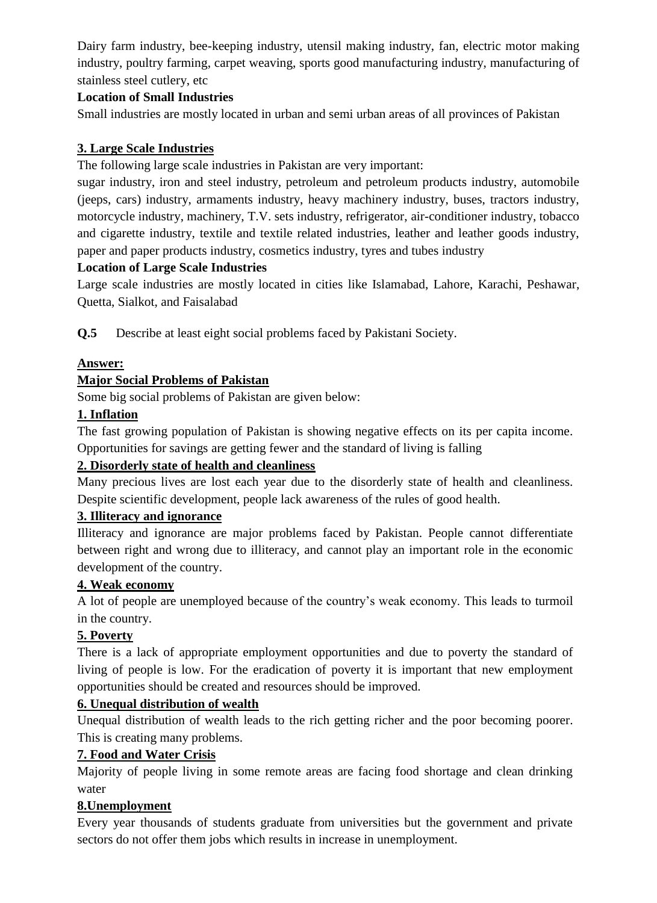Dairy farm industry, bee-keeping industry, utensil making industry, fan, electric motor making industry, poultry farming, carpet weaving, sports good manufacturing industry, manufacturing of stainless steel cutlery, etc

**Location of Small Industries**

Small industries are mostly located in urban and semi urban areas of all provinces of Pakistan

**3. Large Scale Industries**

The following large scale industries in Pakistan are very important:

sugar industry, iron and steel industry, petroleum and petroleum products industry, automobile (jeeps, cars) industry, armaments industry, heavy machinery industry, buses, tractors industry, motorcycle industry, machinery, T.V. sets industry, refrigerator, air-conditioner industry, tobacco and cigarette industry, textile and textile related industries, leather and leather goods industry, paper and paper products industry, cosmetics industry, tyres and tubes industry

**Location of Large Scale Industries**

Large scale industries are mostly located in cities like Islamabad, Lahore, Karachi, Peshawar, Quetta, Sialkot, and Faisalabad

**Q.5** Describe at least eight social problems faced by Pakistani Society.

**Answer:**

**Major Social Problems of Pakistan**

Some big social problems of Pakistan are given below:

**1. Inflation**

The fast growing population of Pakistan is showing negative effects on its per capita income. Opportunities for savings are getting fewer and the standard of living is falling

**2. Disorderly state of health and cleanliness**

Many precious lives are lost each year due to the disorderly state of health and cleanliness. Despite scientific development, people lack awareness of the rules of good health.

**3. Illiteracy and ignorance**

Illiteracy and ignorance are major problems faced by Pakistan. People cannot differentiate between right and wrong due to illiteracy, and cannot play an important role in the economic development of the country.

**4. Weak economy**

A lot of people are unemployed because of the country's weak economy. This leads to turmoil in the country.

**5. Poverty**

There is a lack of appropriate employment opportunities and due to poverty the standard of living of people is low. For the eradication of poverty it is important that new employment opportunities should be created and resources should be improved.

**6. Unequal distribution of wealth**

Unequal distribution of wealth leads to the rich getting richer and the poor becoming poorer. This is creating many problems.

**7. Food and Water Crisis**

Majority of people living in some remote areas are facing food shortage and clean drinking water

**8.Unemployment**

Every year thousands of students graduate from universities but the government and private sectors do not offer them jobs which results in increase in unemployment.